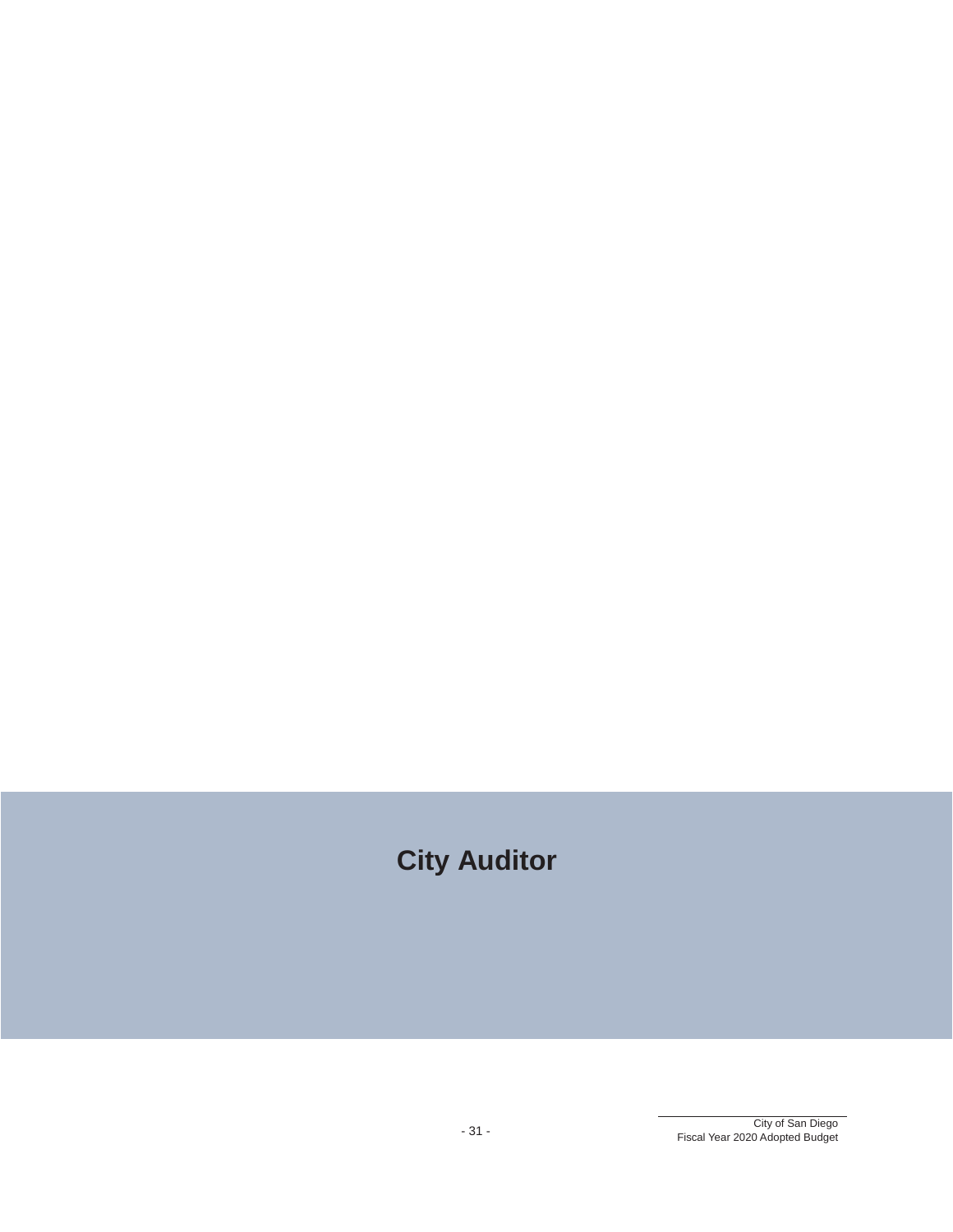# City Auditor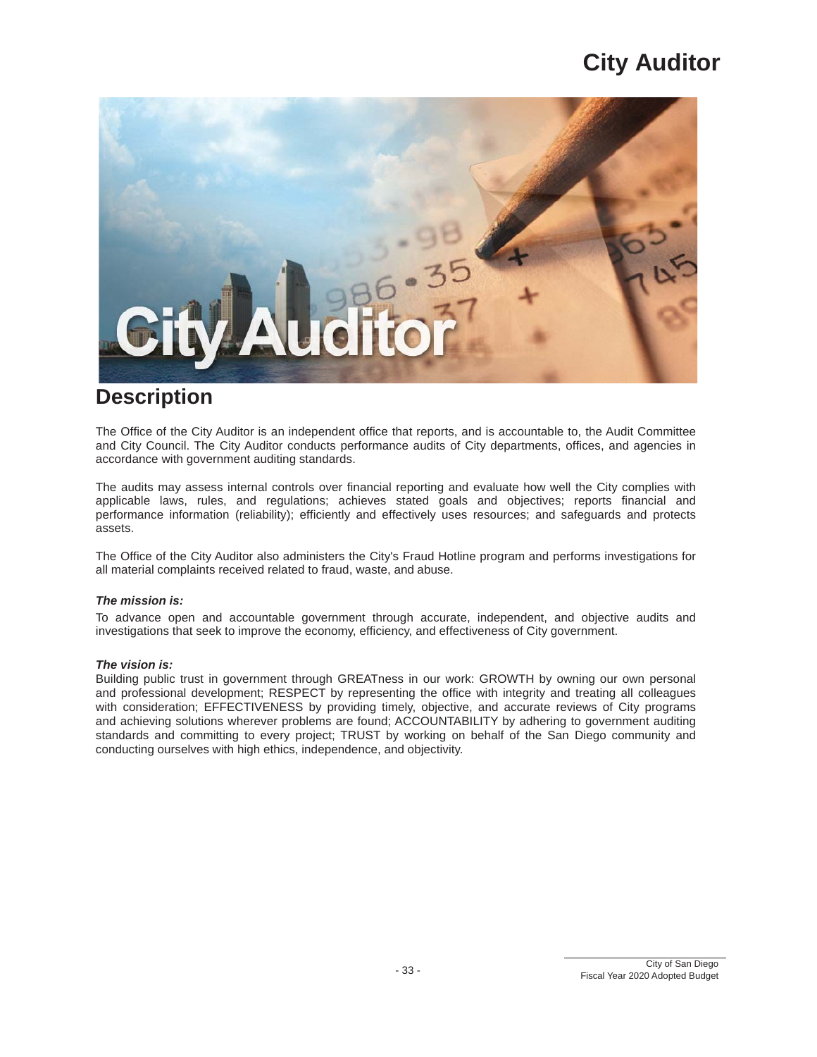# City Auditor

## Description

The Office of the City Auditor is an independent office that reports, and is accountable to, the Audit Committee and City Council. The City Auditor conducts performance audits of City departments, offices, and agencies in accordance with government auditing standards.

The audits may assess internal controls over financial reporting and evaluate how well the City complies with applicable laws, rules, and regulations; achieves stated goals and objectives; reports financial and performance information (reliability); efficiently and effectively uses resources; and safeguards and protects assets.

The Office of the City Auditor also administers the City's Fraud Hotline program and performs investigations for all material complaints received related to fraud, waste, and abuse.

***The mission is:***

To advance open and accountable government through accurate, independent, and objective audits and investigations that seek to improve the economy, efficiency, and effectiveness of City government.

***The vision is:***

Building public trust in government through GREATness in our work: GROWTH by owning our own personal and professional development; RESPECT by representing the office with integrity and treating all colleagues with consideration; EFFECTIVENESS by providing timely, objective, and accurate reviews of City programs and achieving solutions wherever problems are found; ACCOUNTABILITY by adhering to government auditing standards and committing to every project; TRUST by working on behalf of the San Diego community and conducting ourselves with high ethics, independence, and objectivity.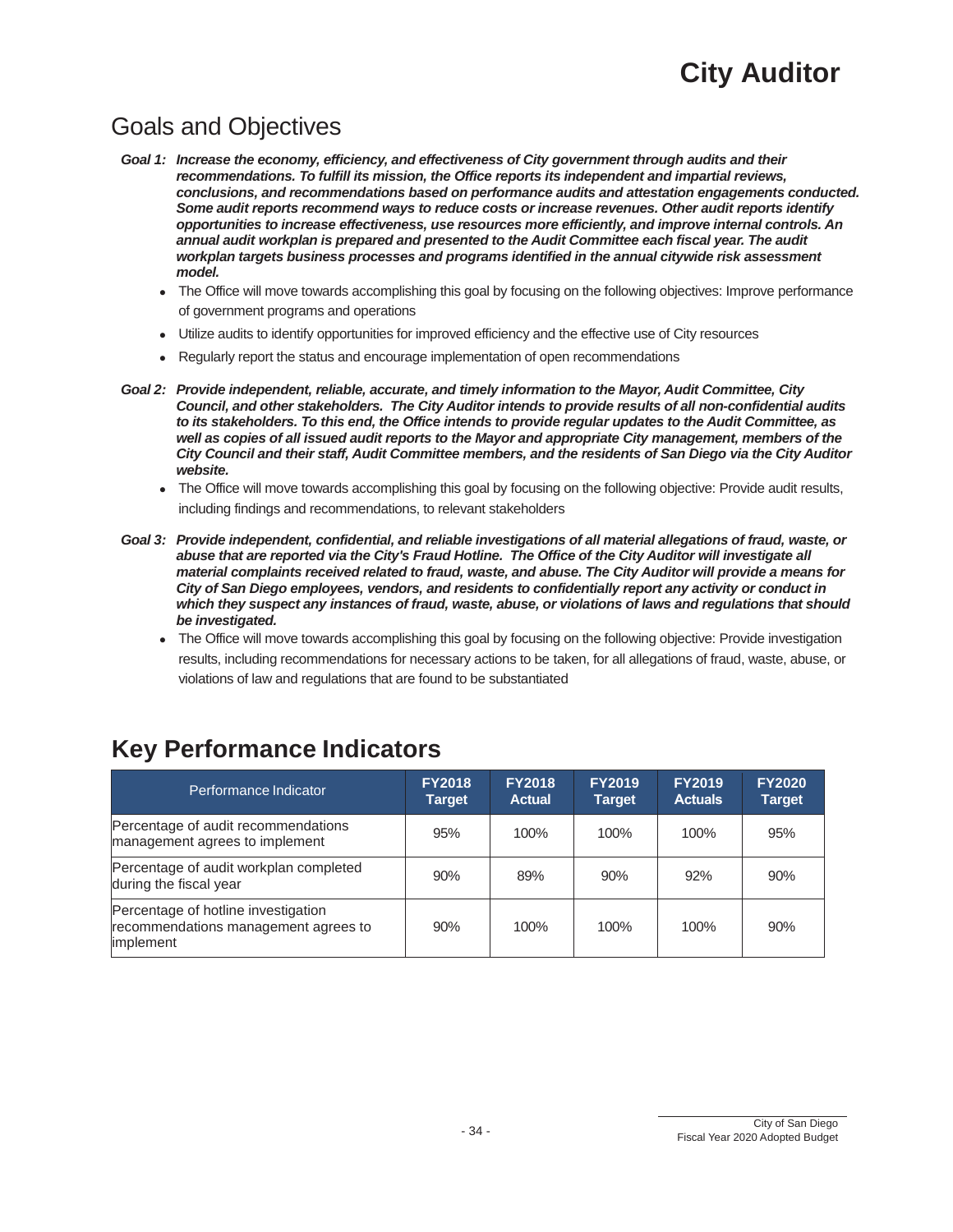# City Auditor

## Goals and Objectives

**Goal 1:** ***Increase the economy, efficiency, and effectiveness of City government through audits and their recommendations. To fulfill its mission, the Office reports its independent and impartial reviews, conclusions, and recommendations based on performance audits and attestation engagements conducted. Some audit reports recommend ways to reduce costs or increase revenues. Other audit reports identify opportunities to increase effectiveness, use resources more efficiently, and improve internal controls. An annual audit workplan is prepared and presented to the Audit Committee each fiscal year. The audit workplan targets business processes and programs identified in the annual citywide risk assessment model.***

- The Office will move towards accomplishing this goal by focusing on the following objectives: Improve performance of government programs and operations
- Utilize audits to identify opportunities for improved efficiency and the effective use of City resources
- Regularly report the status and encourage implementation of open recommendations

**Goal 2:** ***Provide independent, reliable, accurate, and timely information to the Mayor, Audit Committee, City Council, and other stakeholders. The City Auditor intends to provide results of all non-confidential audits to its stakeholders. To this end, the Office intends to provide regular updates to the Audit Committee, as well as copies of all issued audit reports to the Mayor and appropriate City management, members of the City Council and their staff, Audit Committee members, and the residents of San Diego via the City Auditor website.***

- The Office will move towards accomplishing this goal by focusing on the following objective: Provide audit results, including findings and recommendations, to relevant stakeholders

**Goal 3:** ***Provide independent, confidential, and reliable investigations of all material allegations of fraud, waste, or abuse that are reported via the City's Fraud Hotline. The Office of the City Auditor will investigate all material complaints received related to fraud, waste, and abuse. The City Auditor will provide a means for City of San Diego employees, vendors, and residents to confidentially report any activity or conduct in which they suspect any instances of fraud, waste, abuse, or violations of laws and regulations that should be investigated.***

- The Office will move towards accomplishing this goal by focusing on the following objective: Provide investigation results, including recommendations for necessary actions to be taken, for all allegations of fraud, waste, abuse, or violations of law and regulations that are found to be substantiated

## Key Performance Indicators

| Performance Indicator | FY2018 Target | FY2018 Actual | FY2019 Target | FY2019 Actuals | FY2020 Target |
|---|---|---|---|---|---|
| Percentage of audit recommendations management agrees to implement | 95% | 100% | 100% | 100% | 95% |
| Percentage of audit workplan completed during the fiscal year | 90% | 89% | 90% | 92% | 90% |
| Percentage of hotline investigation recommendations management agrees to implement | 90% | 100% | 100% | 100% | 90% |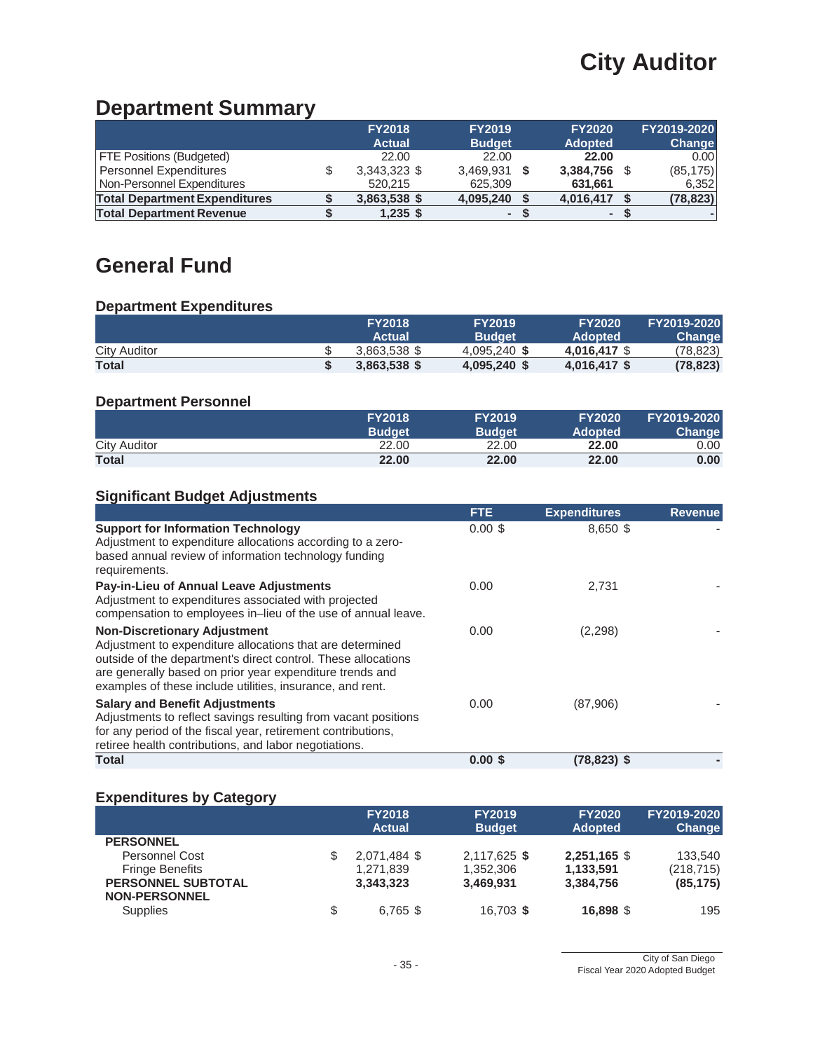# City Auditor

## Department Summary

| | FY2018 Actual | FY2019 Budget | FY2020 Adopted | FY2019-2020 Change |
|---|---|---|---|---|
| FTE Positions (Budgeted) | 22.00 | 22.00 | **22.00** | 0.00 |
| Personnel Expenditures | $ 3,343,323 | $ 3,469,931 | **$ 3,384,756** | $ (85,175) |
| Non-Personnel Expenditures | 520,215 | 625,309 | **631,661** | 6,352 |
| **Total Department Expenditures** | **$ 3,863,538** | **$ 4,095,240** | **$ 4,016,417** | **$ (78,823)** |
| **Total Department Revenue** | **$ 1,235** | **$ -** | **$ -** | **$ -** |

## General Fund

### Department Expenditures

| | FY2018 Actual | FY2019 Budget | FY2020 Adopted | FY2019-2020 Change |
|---|---|---|---|---|
| City Auditor | $ 3,863,538 | $ 4,095,240 | **$ 4,016,417** | $ (78,823) |
| **Total** | **$ 3,863,538** | **$ 4,095,240** | **$ 4,016,417** | **$ (78,823)** |

### Department Personnel

| | FY2018 Budget | FY2019 Budget | FY2020 Adopted | FY2019-2020 Change |
|---|---|---|---|---|
| City Auditor | 22.00 | 22.00 | **22.00** | 0.00 |
| **Total** | **22.00** | **22.00** | **22.00** | **0.00** |

### Significant Budget Adjustments

| | FTE | Expenditures | Revenue |
|---|---|---|---|
| **Support for Information Technology**<br>Adjustment to expenditure allocations according to a zero-based annual review of information technology funding requirements. | 0.00 | $ 8,650 | $ - |
| **Pay-in-Lieu of Annual Leave Adjustments**<br>Adjustment to expenditures associated with projected compensation to employees in–lieu of the use of annual leave. | 0.00 | 2,731 | - |
| **Non-Discretionary Adjustment**<br>Adjustment to expenditure allocations that are determined outside of the department's direct control. These allocations are generally based on prior year expenditure trends and examples of these include utilities, insurance, and rent. | 0.00 | (2,298) | - |
| **Salary and Benefit Adjustments**<br>Adjustments to reflect savings resulting from vacant positions for any period of the fiscal year, retirement contributions, retiree health contributions, and labor negotiations. | 0.00 | (87,906) | - |
| **Total** | **0.00** | **$ (78,823)** | **$ -** |

### Expenditures by Category

| | FY2018 Actual | FY2019 Budget | FY2020 Adopted | FY2019-2020 Change |
|---|---|---|---|---|
| **PERSONNEL** | | | | |
| Personnel Cost | $ 2,071,484 | $ 2,117,625 | **$ 2,251,165** | $ 133,540 |
| Fringe Benefits | 1,271,839 | 1,352,306 | **1,133,591** | (218,715) |
| **PERSONNEL SUBTOTAL** | **3,343,323** | **3,469,931** | **3,384,756** | **(85,175)** |
| **NON-PERSONNEL** | | | | |
| Supplies | $ 6,765 | $ 16,703 | **$ 16,898** | $ 195 |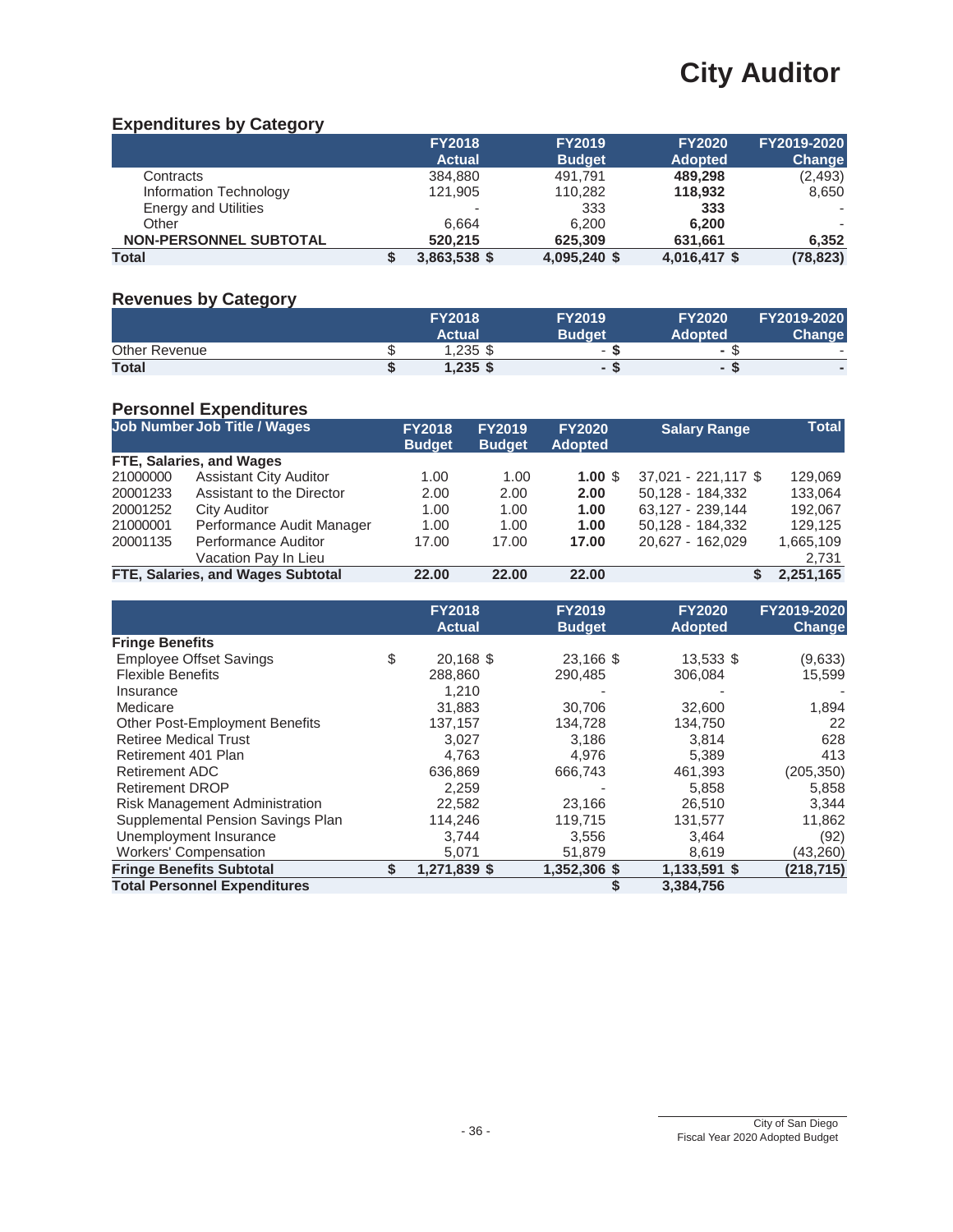# City Auditor

## Expenditures by Category

| | FY2018 Actual | FY2019 Budget | FY2020 Adopted | FY2019-2020 Change |
|---|---|---|---|---|
| Contracts | 384,880 | 491,791 | **489,298** | (2,493) |
| Information Technology | 121,905 | 110,282 | **118,932** | 8,650 |
| Energy and Utilities | - | 333 | **333** | - |
| Other | 6,664 | 6,200 | **6,200** | - |
| **NON-PERSONNEL SUBTOTAL** | **520,215** | **625,309** | **631,661** | **6,352** |
| **Total** | **$ 3,863,538** | **$ 4,095,240** | **$ 4,016,417** | **$ (78,823)** |

## Revenues by Category

| | FY2018 Actual | FY2019 Budget | FY2020 Adopted | FY2019-2020 Change |
|---|---|---|---|---|
| Other Revenue | $ 1,235 | $ - | **$ -** | $ - |
| **Total** | **$ 1,235** | **$ -** | **$ -** | **$ -** |

## Personnel Expenditures

| Job Number | Job Title / Wages | FY2018 Budget | FY2019 Budget | FY2020 Adopted | Salary Range | Total |
|---|---|---|---|---|---|---|
| **FTE, Salaries, and Wages** | | | | | | |
| 21000000 | Assistant City Auditor | 1.00 | 1.00 | **1.00** | $ 37,021 - 221,117 | $ 129,069 |
| 20001233 | Assistant to the Director | 2.00 | 2.00 | **2.00** | 50,128 - 184,332 | 133,064 |
| 20001252 | City Auditor | 1.00 | 1.00 | **1.00** | 63,127 - 239,144 | 192,067 |
| 21000001 | Performance Audit Manager | 1.00 | 1.00 | **1.00** | 50,128 - 184,332 | 129,125 |
| 20001135 | Performance Auditor | 17.00 | 17.00 | **17.00** | 20,627 - 162,029 | 1,665,109 |
| | Vacation Pay In Lieu | | | | | 2,731 |
| **FTE, Salaries, and Wages Subtotal** | | **22.00** | **22.00** | **22.00** | | **$ 2,251,165** |

| | FY2018 Actual | FY2019 Budget | FY2020 Adopted | FY2019-2020 Change |
|---|---|---|---|---|
| **Fringe Benefits** | | | | |
| Employee Offset Savings | $ 20,168 | $ 23,166 | $ 13,533 | $ (9,633) |
| Flexible Benefits | 288,860 | 290,485 | 306,084 | 15,599 |
| Insurance | 1,210 | - | - | - |
| Medicare | 31,883 | 30,706 | 32,600 | 1,894 |
| Other Post-Employment Benefits | 137,157 | 134,728 | 134,750 | 22 |
| Retiree Medical Trust | 3,027 | 3,186 | 3,814 | 628 |
| Retirement 401 Plan | 4,763 | 4,976 | 5,389 | 413 |
| Retirement ADC | 636,869 | 666,743 | 461,393 | (205,350) |
| Retirement DROP | 2,259 | - | 5,858 | 5,858 |
| Risk Management Administration | 22,582 | 23,166 | 26,510 | 3,344 |
| Supplemental Pension Savings Plan | 114,246 | 119,715 | 131,577 | 11,862 |
| Unemployment Insurance | 3,744 | 3,556 | 3,464 | (92) |
| Workers' Compensation | 5,071 | 51,879 | 8,619 | (43,260) |
| **Fringe Benefits Subtotal** | **$ 1,271,839** | **$ 1,352,306** | **$ 1,133,591** | **$ (218,715)** |
| **Total Personnel Expenditures** | | | **$ 3,384,756** | |